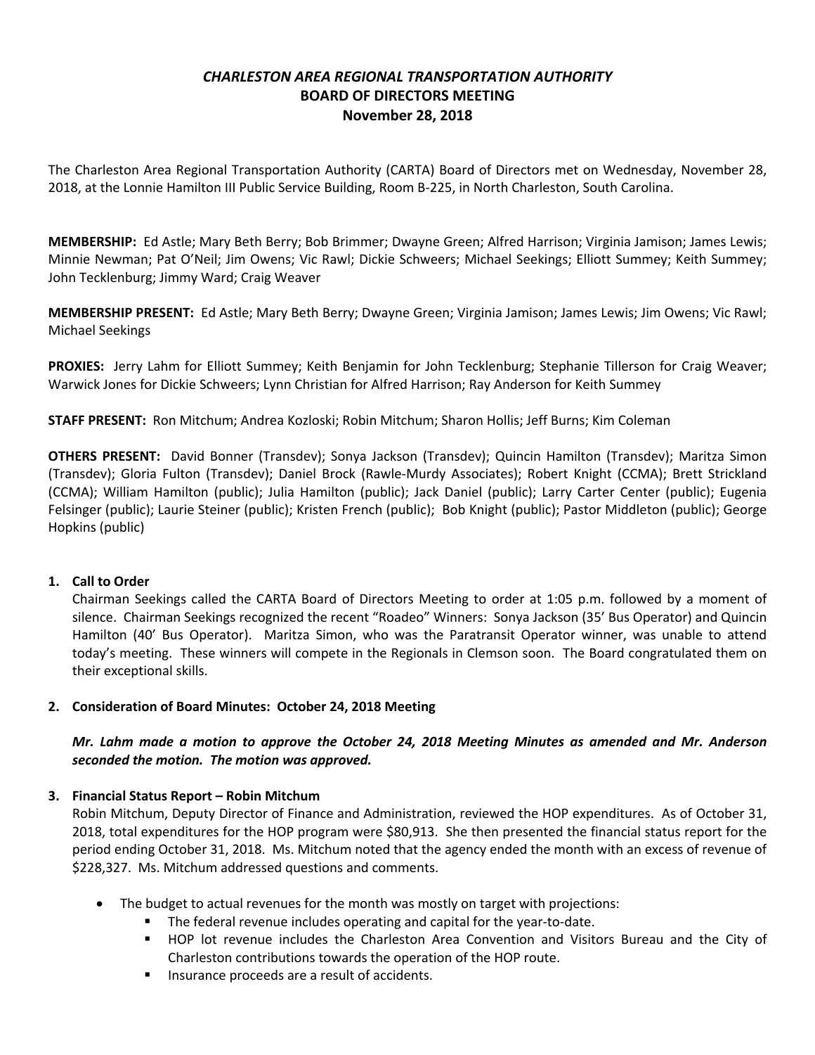# *CHARLESTON AREA REGIONAL TRANSPORTATION AUTHORITY*
## BOARD OF DIRECTORS MEETING
### November 28, 2018

The Charleston Area Regional Transportation Authority (CARTA) Board of Directors met on Wednesday, November 28, 2018, at the Lonnie Hamilton III Public Service Building, Room B-225, in North Charleston, South Carolina.

**MEMBERSHIP:** Ed Astle; Mary Beth Berry; Bob Brimmer; Dwayne Green; Alfred Harrison; Virginia Jamison; James Lewis; Minnie Newman; Pat O'Neil; Jim Owens; Vic Rawl; Dickie Schweers; Michael Seekings; Elliott Summey; Keith Summey; John Tecklenburg; Jimmy Ward; Craig Weaver

**MEMBERSHIP PRESENT:** Ed Astle; Mary Beth Berry; Dwayne Green; Virginia Jamison; James Lewis; Jim Owens; Vic Rawl; Michael Seekings

**PROXIES:** Jerry Lahm for Elliott Summey; Keith Benjamin for John Tecklenburg; Stephanie Tillerson for Craig Weaver; Warwick Jones for Dickie Schweers; Lynn Christian for Alfred Harrison; Ray Anderson for Keith Summey

**STAFF PRESENT:** Ron Mitchum; Andrea Kozloski; Robin Mitchum; Sharon Hollis; Jeff Burns; Kim Coleman

**OTHERS PRESENT:** David Bonner (Transdev); Sonya Jackson (Transdev); Quincin Hamilton (Transdev); Maritza Simon (Transdev); Gloria Fulton (Transdev); Daniel Brock (Rawle-Murdy Associates); Robert Knight (CCMA); Brett Strickland (CCMA); William Hamilton (public); Julia Hamilton (public); Jack Daniel (public); Larry Carter Center (public); Eugenia Felsinger (public); Laurie Steiner (public); Kristen French (public); Bob Knight (public); Pastor Middleton (public); George Hopkins (public)

1. **Call to Order**
   Chairman Seekings called the CARTA Board of Directors Meeting to order at 1:05 p.m. followed by a moment of silence. Chairman Seekings recognized the recent "Roadeo" Winners: Sonya Jackson (35' Bus Operator) and Quincin Hamilton (40' Bus Operator). Maritza Simon, who was the Paratransit Operator winner, was unable to attend today's meeting. These winners will compete in the Regionals in Clemson soon. The Board congratulated them on their exceptional skills.

2. **Consideration of Board Minutes: October 24, 2018 Meeting**

   ***Mr. Lahm made a motion to approve the October 24, 2018 Meeting Minutes as amended and Mr. Anderson seconded the motion. The motion was approved.***

3. **Financial Status Report – Robin Mitchum**
   Robin Mitchum, Deputy Director of Finance and Administration, reviewed the HOP expenditures. As of October 31, 2018, total expenditures for the HOP program were $80,913. She then presented the financial status report for the period ending October 31, 2018. Ms. Mitchum noted that the agency ended the month with an excess of revenue of $228,327. Ms. Mitchum addressed questions and comments.

   - The budget to actual revenues for the month was mostly on target with projections:
     - The federal revenue includes operating and capital for the year-to-date.
     - HOP lot revenue includes the Charleston Area Convention and Visitors Bureau and the City of Charleston contributions towards the operation of the HOP route.
     - Insurance proceeds are a result of accidents.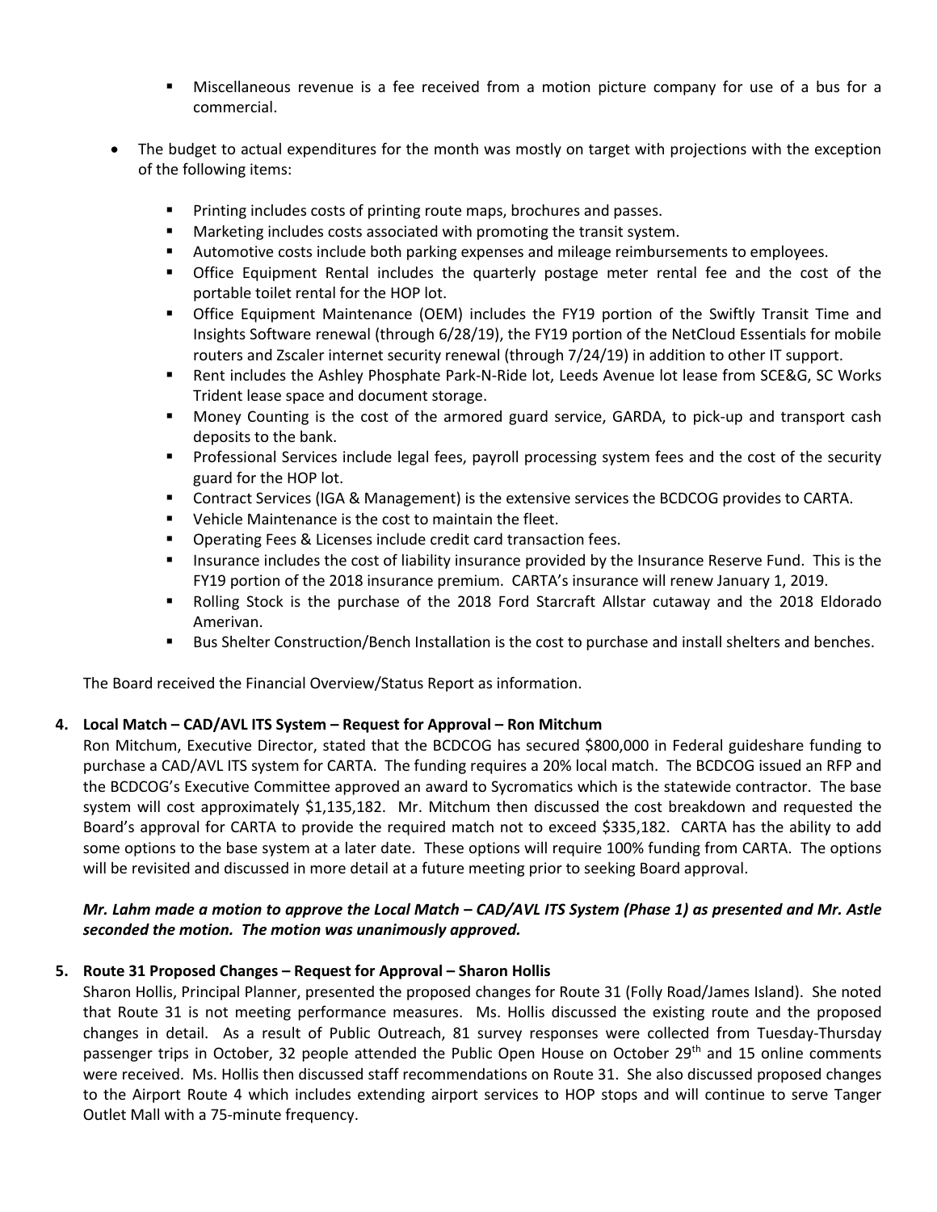- Miscellaneous revenue is a fee received from a motion picture company for use of a bus for a commercial.

- The budget to actual expenditures for the month was mostly on target with projections with the exception of the following items:

  - Printing includes costs of printing route maps, brochures and passes.
  - Marketing includes costs associated with promoting the transit system.
  - Automotive costs include both parking expenses and mileage reimbursements to employees.
  - Office Equipment Rental includes the quarterly postage meter rental fee and the cost of the portable toilet rental for the HOP lot.
  - Office Equipment Maintenance (OEM) includes the FY19 portion of the Swiftly Transit Time and Insights Software renewal (through 6/28/19), the FY19 portion of the NetCloud Essentials for mobile routers and Zscaler internet security renewal (through 7/24/19) in addition to other IT support.
  - Rent includes the Ashley Phosphate Park-N-Ride lot, Leeds Avenue lot lease from SCE&G, SC Works Trident lease space and document storage.
  - Money Counting is the cost of the armored guard service, GARDA, to pick-up and transport cash deposits to the bank.
  - Professional Services include legal fees, payroll processing system fees and the cost of the security guard for the HOP lot.
  - Contract Services (IGA & Management) is the extensive services the BCDCOG provides to CARTA.
  - Vehicle Maintenance is the cost to maintain the fleet.
  - Operating Fees & Licenses include credit card transaction fees.
  - Insurance includes the cost of liability insurance provided by the Insurance Reserve Fund. This is the FY19 portion of the 2018 insurance premium. CARTA's insurance will renew January 1, 2019.
  - Rolling Stock is the purchase of the 2018 Ford Starcraft Allstar cutaway and the 2018 Eldorado Amerivan.
  - Bus Shelter Construction/Bench Installation is the cost to purchase and install shelters and benches.

The Board received the Financial Overview/Status Report as information.

**4. Local Match – CAD/AVL ITS System – Request for Approval – Ron Mitchum**

Ron Mitchum, Executive Director, stated that the BCDCOG has secured $800,000 in Federal guideshare funding to purchase a CAD/AVL ITS system for CARTA. The funding requires a 20% local match. The BCDCOG issued an RFP and the BCDCOG's Executive Committee approved an award to Sycromatics which is the statewide contractor. The base system will cost approximately $1,135,182. Mr. Mitchum then discussed the cost breakdown and requested the Board's approval for CARTA to provide the required match not to exceed $335,182. CARTA has the ability to add some options to the base system at a later date. These options will require 100% funding from CARTA. The options will be revisited and discussed in more detail at a future meeting prior to seeking Board approval.

***Mr. Lahm made a motion to approve the Local Match – CAD/AVL ITS System (Phase 1) as presented and Mr. Astle seconded the motion. The motion was unanimously approved.***

**5. Route 31 Proposed Changes – Request for Approval – Sharon Hollis**

Sharon Hollis, Principal Planner, presented the proposed changes for Route 31 (Folly Road/James Island). She noted that Route 31 is not meeting performance measures. Ms. Hollis discussed the existing route and the proposed changes in detail. As a result of Public Outreach, 81 survey responses were collected from Tuesday-Thursday passenger trips in October, 32 people attended the Public Open House on October 29th and 15 online comments were received. Ms. Hollis then discussed staff recommendations on Route 31. She also discussed proposed changes to the Airport Route 4 which includes extending airport services to HOP stops and will continue to serve Tanger Outlet Mall with a 75-minute frequency.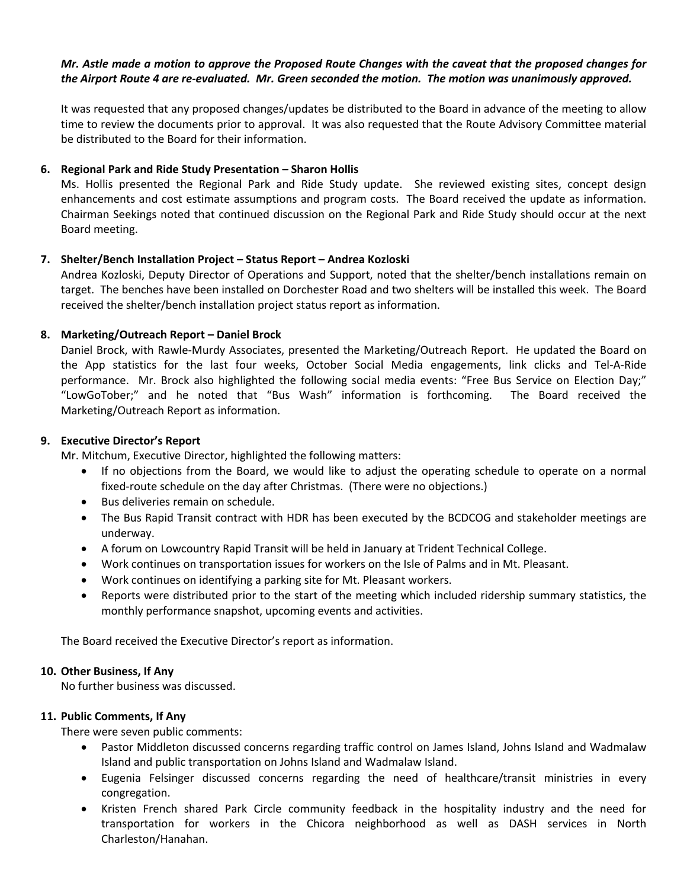***Mr. Astle made a motion to approve the Proposed Route Changes with the caveat that the proposed changes for the Airport Route 4 are re-evaluated. Mr. Green seconded the motion. The motion was unanimously approved.***

It was requested that any proposed changes/updates be distributed to the Board in advance of the meeting to allow time to review the documents prior to approval. It was also requested that the Route Advisory Committee material be distributed to the Board for their information.

**6. Regional Park and Ride Study Presentation – Sharon Hollis**

Ms. Hollis presented the Regional Park and Ride Study update. She reviewed existing sites, concept design enhancements and cost estimate assumptions and program costs. The Board received the update as information. Chairman Seekings noted that continued discussion on the Regional Park and Ride Study should occur at the next Board meeting.

**7. Shelter/Bench Installation Project – Status Report – Andrea Kozloski**

Andrea Kozloski, Deputy Director of Operations and Support, noted that the shelter/bench installations remain on target. The benches have been installed on Dorchester Road and two shelters will be installed this week. The Board received the shelter/bench installation project status report as information.

**8. Marketing/Outreach Report – Daniel Brock**

Daniel Brock, with Rawle-Murdy Associates, presented the Marketing/Outreach Report. He updated the Board on the App statistics for the last four weeks, October Social Media engagements, link clicks and Tel-A-Ride performance. Mr. Brock also highlighted the following social media events: "Free Bus Service on Election Day;" "LowGoTober;" and he noted that "Bus Wash" information is forthcoming. The Board received the Marketing/Outreach Report as information.

**9. Executive Director's Report**

Mr. Mitchum, Executive Director, highlighted the following matters:

- If no objections from the Board, we would like to adjust the operating schedule to operate on a normal fixed-route schedule on the day after Christmas. (There were no objections.)
- Bus deliveries remain on schedule.
- The Bus Rapid Transit contract with HDR has been executed by the BCDCOG and stakeholder meetings are underway.
- A forum on Lowcountry Rapid Transit will be held in January at Trident Technical College.
- Work continues on transportation issues for workers on the Isle of Palms and in Mt. Pleasant.
- Work continues on identifying a parking site for Mt. Pleasant workers.
- Reports were distributed prior to the start of the meeting which included ridership summary statistics, the monthly performance snapshot, upcoming events and activities.

The Board received the Executive Director's report as information.

**10. Other Business, If Any**

No further business was discussed.

**11. Public Comments, If Any**

There were seven public comments:

- Pastor Middleton discussed concerns regarding traffic control on James Island, Johns Island and Wadmalaw Island and public transportation on Johns Island and Wadmalaw Island.
- Eugenia Felsinger discussed concerns regarding the need of healthcare/transit ministries in every congregation.
- Kristen French shared Park Circle community feedback in the hospitality industry and the need for transportation for workers in the Chicora neighborhood as well as DASH services in North Charleston/Hanahan.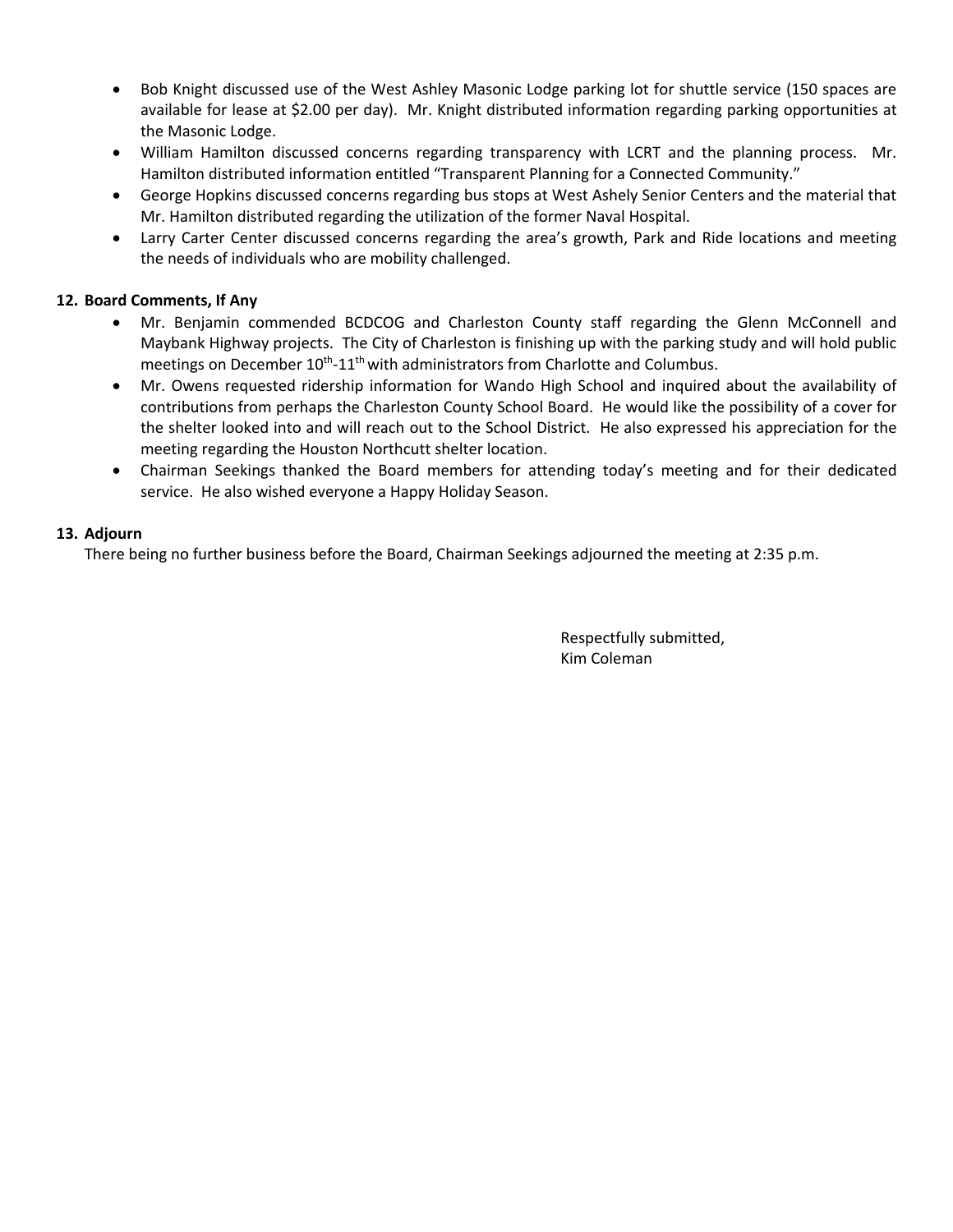- Bob Knight discussed use of the West Ashley Masonic Lodge parking lot for shuttle service (150 spaces are available for lease at $2.00 per day). Mr. Knight distributed information regarding parking opportunities at the Masonic Lodge.
- William Hamilton discussed concerns regarding transparency with LCRT and the planning process. Mr. Hamilton distributed information entitled "Transparent Planning for a Connected Community."
- George Hopkins discussed concerns regarding bus stops at West Ashely Senior Centers and the material that Mr. Hamilton distributed regarding the utilization of the former Naval Hospital.
- Larry Carter Center discussed concerns regarding the area's growth, Park and Ride locations and meeting the needs of individuals who are mobility challenged.

**12. Board Comments, If Any**

- Mr. Benjamin commended BCDCOG and Charleston County staff regarding the Glenn McConnell and Maybank Highway projects. The City of Charleston is finishing up with the parking study and will hold public meetings on December 10th-11th with administrators from Charlotte and Columbus.
- Mr. Owens requested ridership information for Wando High School and inquired about the availability of contributions from perhaps the Charleston County School Board. He would like the possibility of a cover for the shelter looked into and will reach out to the School District. He also expressed his appreciation for the meeting regarding the Houston Northcutt shelter location.
- Chairman Seekings thanked the Board members for attending today's meeting and for their dedicated service. He also wished everyone a Happy Holiday Season.

**13. Adjourn**

There being no further business before the Board, Chairman Seekings adjourned the meeting at 2:35 p.m.

Respectfully submitted,
Kim Coleman